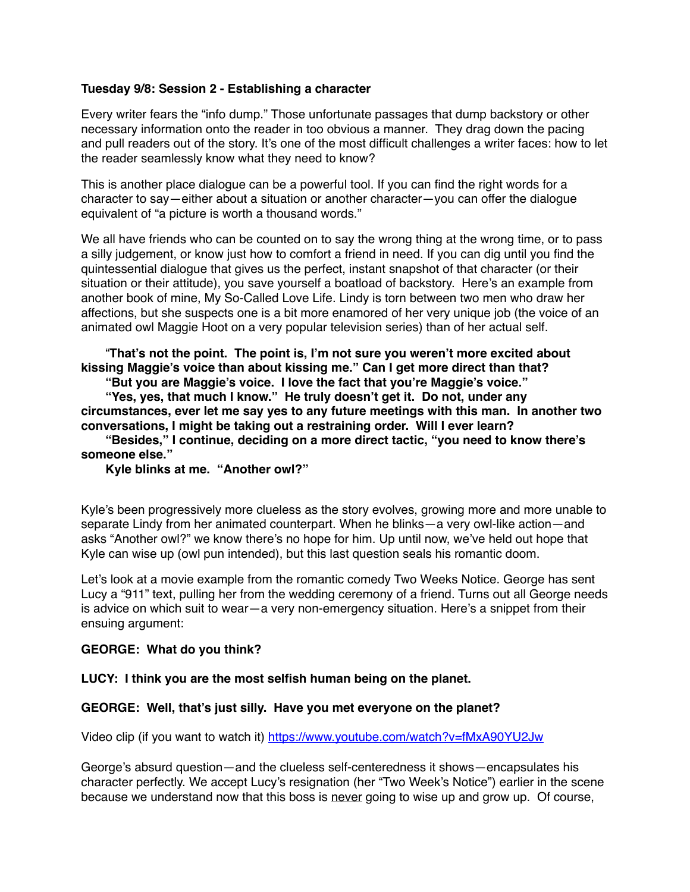**Tuesday 9/8: Session 2 - Establishing a character**

Every writer fears the "info dump." Those unfortunate passages that dump backstory or other necessary information onto the reader in too obvious a manner. They drag down the pacing and pull readers out of the story. It's one of the most difficult challenges a writer faces: how to let the reader seamlessly know what they need to know?

This is another place dialogue can be a powerful tool. If you can find the right words for a character to say—either about a situation or another character—you can offer the dialogue equivalent of "a picture is worth a thousand words."

We all have friends who can be counted on to say the wrong thing at the wrong time, or to pass a silly judgement, or know just how to comfort a friend in need. If you can dig until you find the quintessential dialogue that gives us the perfect, instant snapshot of that character (or their situation or their attitude), you save yourself a boatload of backstory. Here's an example from another book of mine, My So-Called Love Life. Lindy is torn between two men who draw her affections, but she suspects one is a bit more enamored of her very unique job (the voice of an animated owl Maggie Hoot on a very popular television series) than of her actual self.

"**That's not the point. The point is, I'm not sure you weren't more excited about kissing Maggie's voice than about kissing me." Can I get more direct than that?**

**"But you are Maggie's voice. I love the fact that you're Maggie's voice."**

**"Yes, yes, that much I know." He truly doesn't get it. Do not, under any circumstances, ever let me say yes to any future meetings with this man. In another two conversations, I might be taking out a restraining order. Will I ever learn?**

**"Besides," I continue, deciding on a more direct tactic, "you need to know there's someone else."**

**Kyle blinks at me. "Another owl?"**

Kyle's been progressively more clueless as the story evolves, growing more and more unable to separate Lindy from her animated counterpart. When he blinks—a very owl-like action—and asks "Another owl?" we know there's no hope for him. Up until now, we've held out hope that Kyle can wise up (owl pun intended), but this last question seals his romantic doom.

Let's look at a movie example from the romantic comedy Two Weeks Notice. George has sent Lucy a "911" text, pulling her from the wedding ceremony of a friend. Turns out all George needs is advice on which suit to wear—a very non-emergency situation. Here's a snippet from their ensuing argument:

**GEORGE: What do you think?**

**LUCY: I think you are the most selfish human being on the planet.**

**GEORGE: Well, that's just silly. Have you met everyone on the planet?**

Video clip (if you want to watch it) https://www.youtube.com/watch?v=fMxA90YU2Jw

George's absurd question—and the clueless self-centeredness it shows—encapsulates his character perfectly. We accept Lucy's resignation (her "Two Week's Notice") earlier in the scene because we understand now that this boss is <u>never</u> going to wise up and grow up. Of course,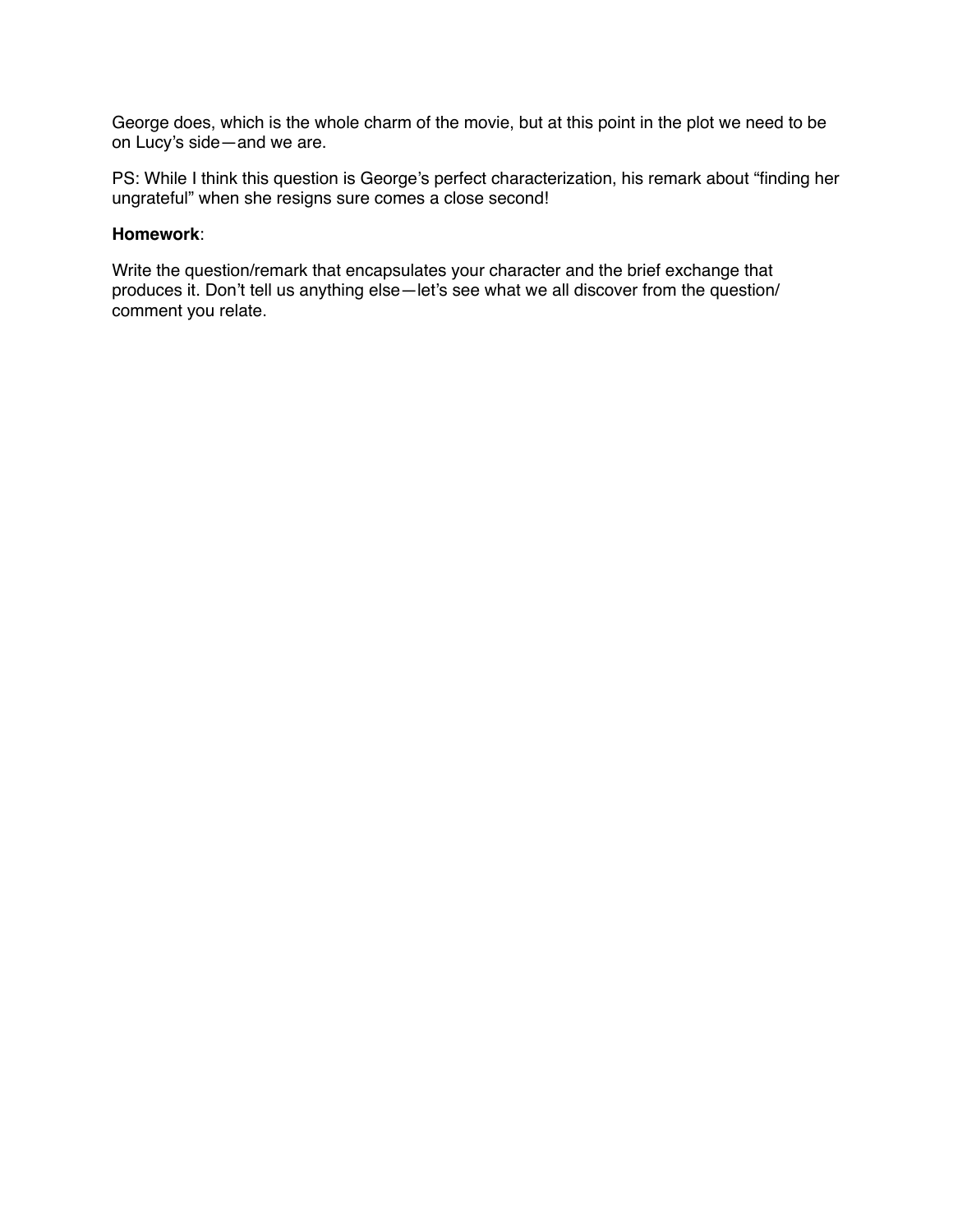George does, which is the whole charm of the movie, but at this point in the plot we need to be on Lucy's side—and we are.

PS: While I think this question is George's perfect characterization, his remark about "finding her ungrateful" when she resigns sure comes a close second!

**Homework**:

Write the question/remark that encapsulates your character and the brief exchange that produces it. Don't tell us anything else—let's see what we all discover from the question/comment you relate.